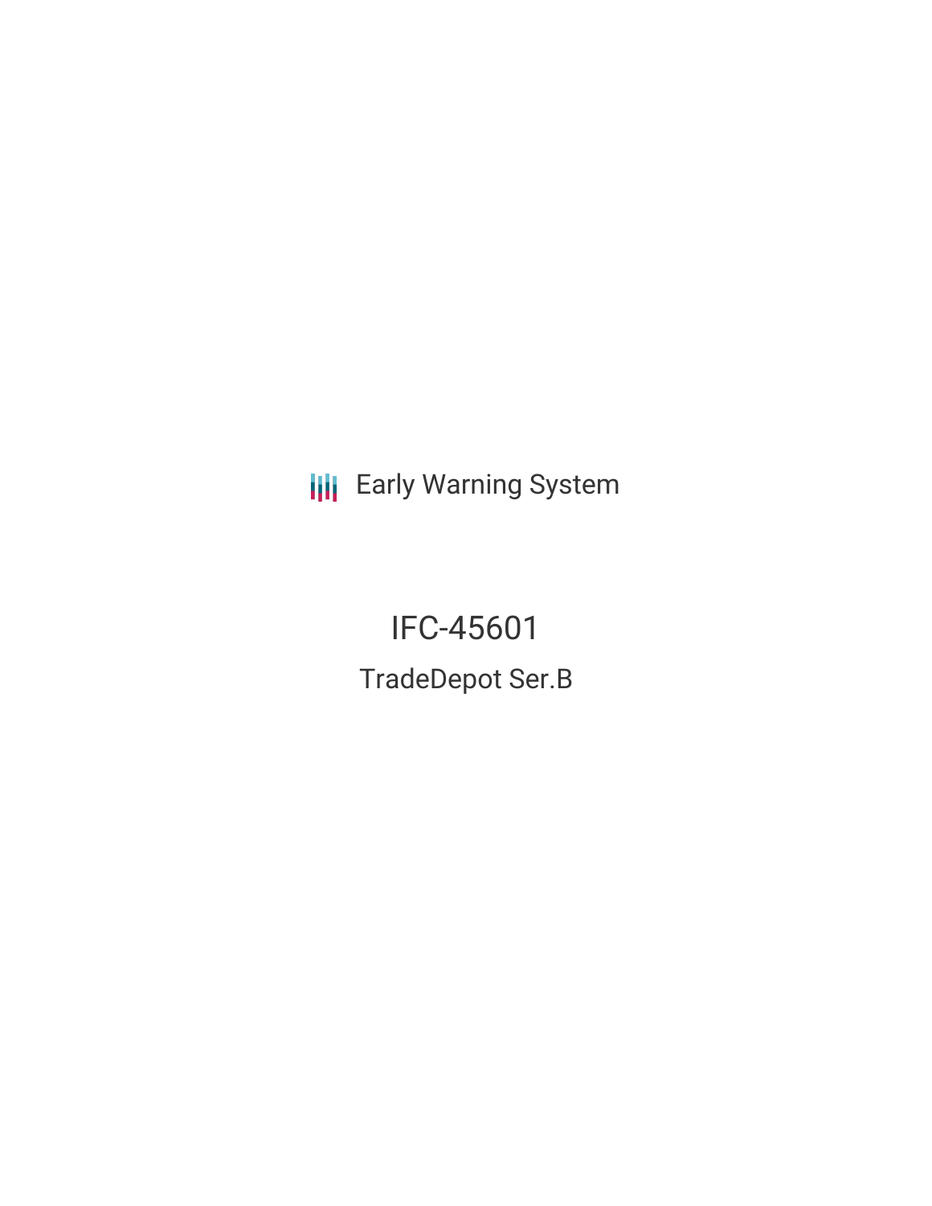Early Warning System

# IFC-45601

## TradeDepot Ser.B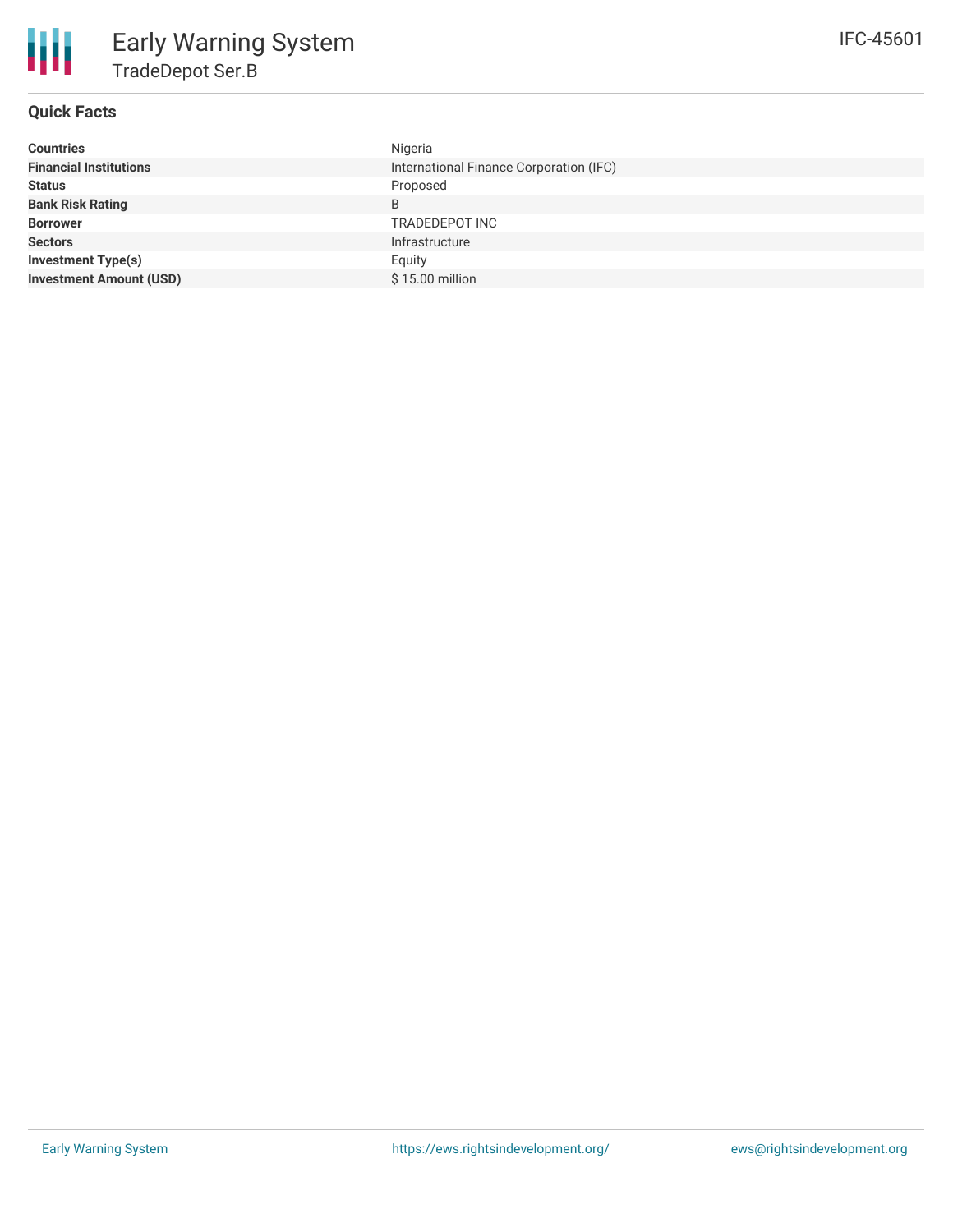# Early Warning System

## TradeDepot Ser.B

IFC-45601

### Quick Facts

| | |
|---|---|
| **Countries** | Nigeria |
| **Financial Institutions** | International Finance Corporation (IFC) |
| **Status** | Proposed |
| **Bank Risk Rating** | B |
| **Borrower** | TRADEDEPOT INC |
| **Sectors** | Infrastructure |
| **Investment Type(s)** | Equity |
| **Investment Amount (USD)** | $ 15.00 million |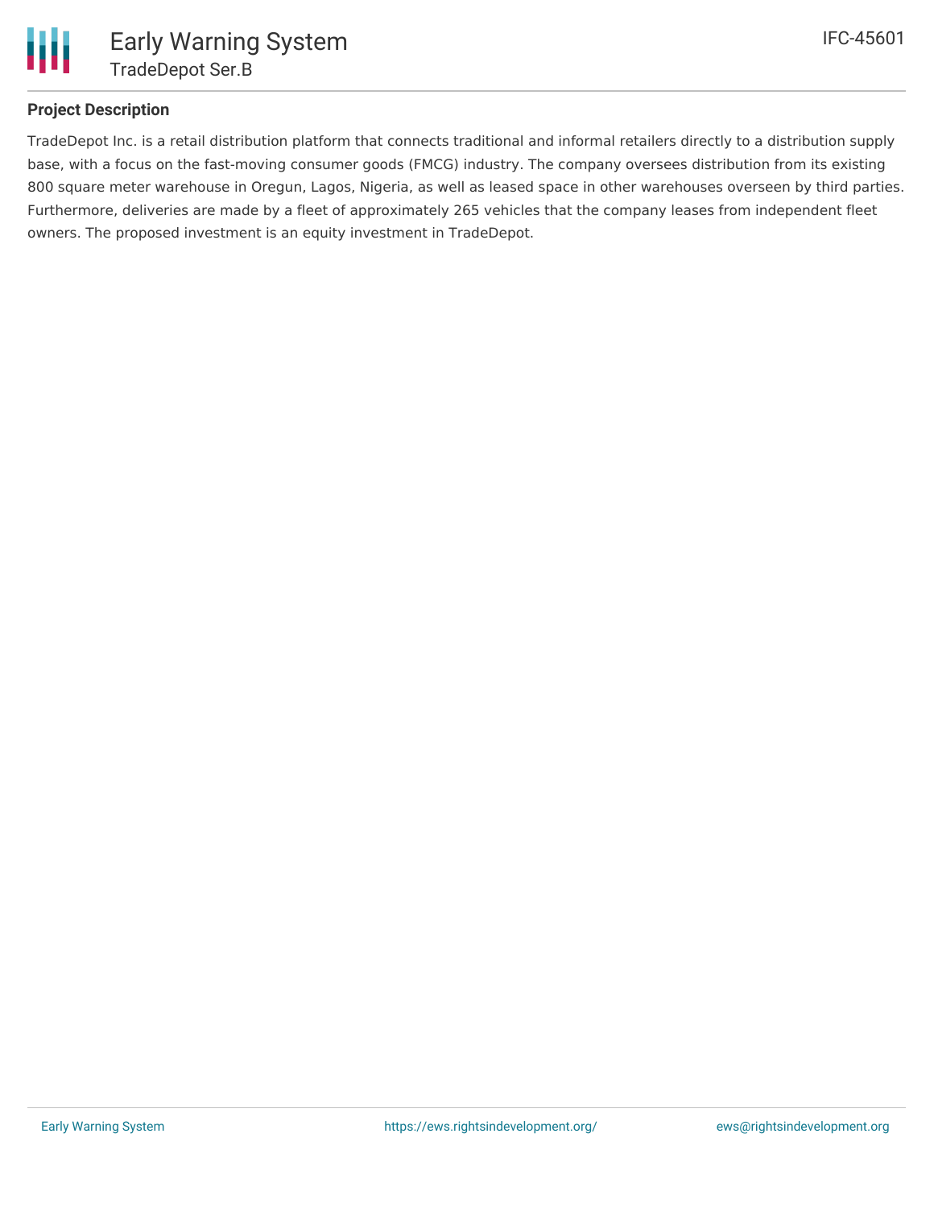## Project Description

TradeDepot Inc. is a retail distribution platform that connects traditional and informal retailers directly to a distribution supply base, with a focus on the fast-moving consumer goods (FMCG) industry. The company oversees distribution from its existing 800 square meter warehouse in Oregun, Lagos, Nigeria, as well as leased space in other warehouses overseen by third parties. Furthermore, deliveries are made by a fleet of approximately 265 vehicles that the company leases from independent fleet owners. The proposed investment is an equity investment in TradeDepot.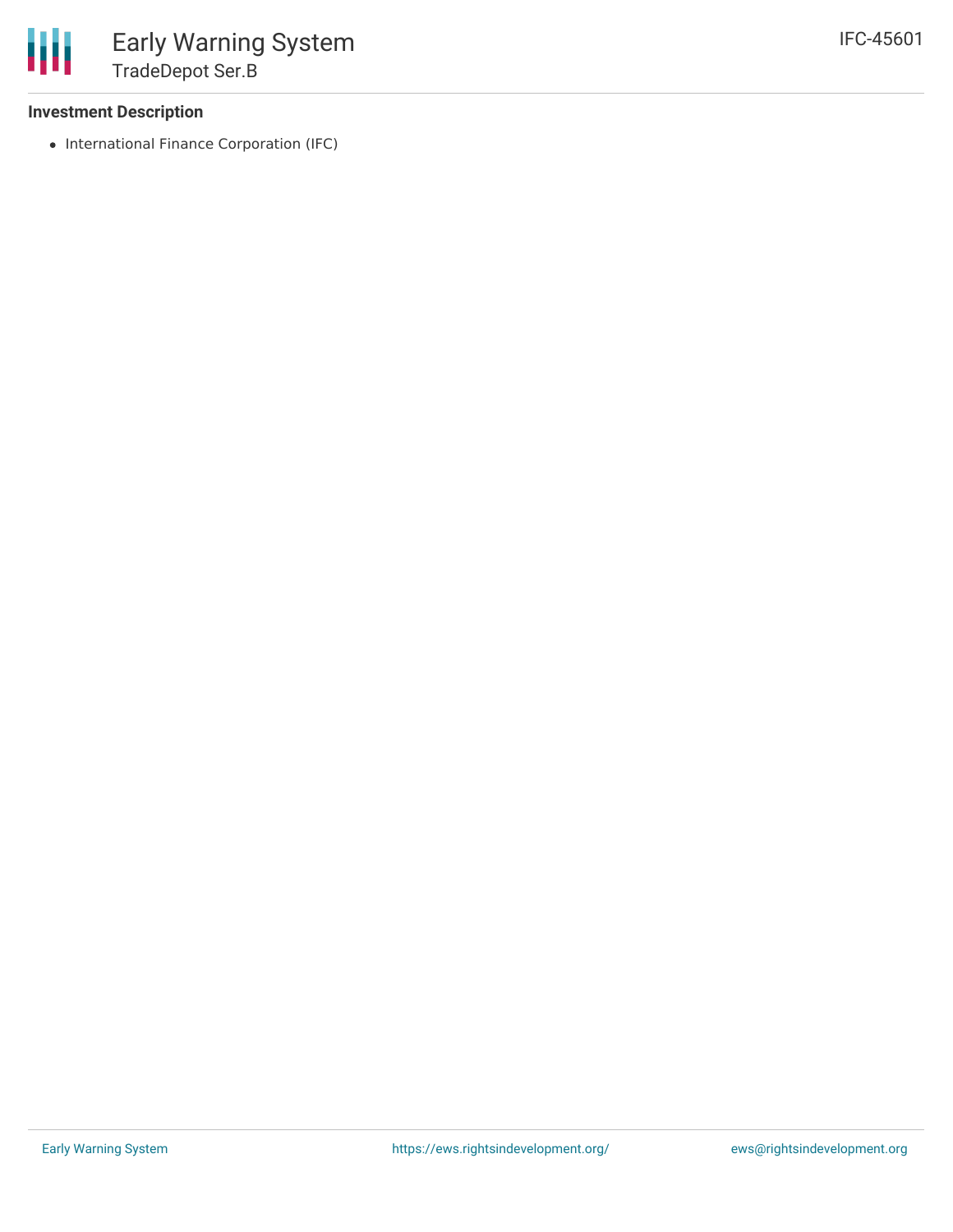### Investment Description

- International Finance Corporation (IFC)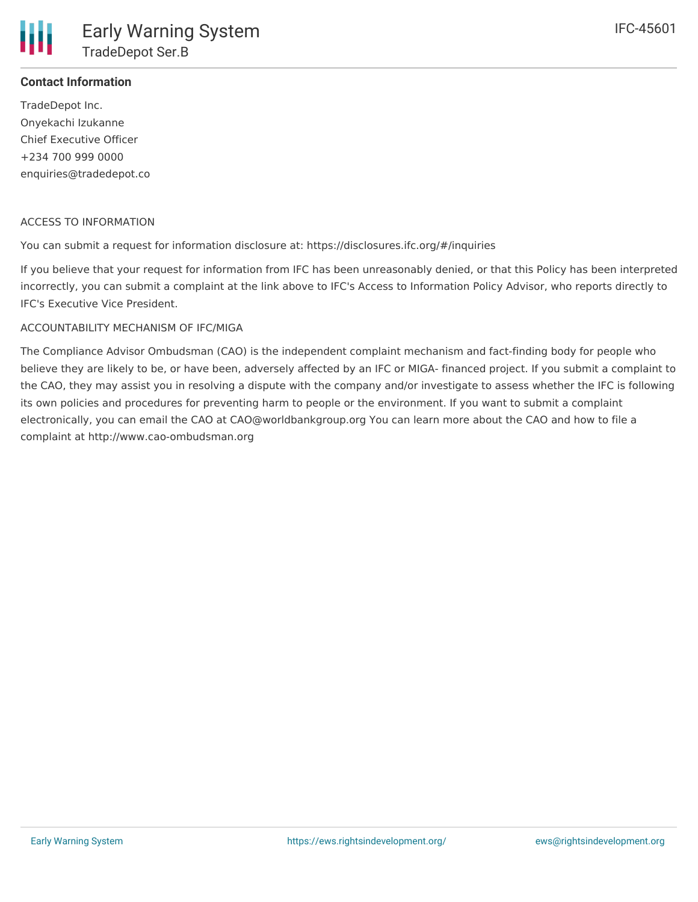**Contact Information**

TradeDepot Inc.
Onyekachi Izukanne
Chief Executive Officer
+234 700 999 0000
enquiries@tradedepot.co

ACCESS TO INFORMATION

You can submit a request for information disclosure at: https://disclosures.ifc.org/#/inquiries

If you believe that your request for information from IFC has been unreasonably denied, or that this Policy has been interpreted incorrectly, you can submit a complaint at the link above to IFC's Access to Information Policy Advisor, who reports directly to IFC's Executive Vice President.

ACCOUNTABILITY MECHANISM OF IFC/MIGA

The Compliance Advisor Ombudsman (CAO) is the independent complaint mechanism and fact-finding body for people who believe they are likely to be, or have been, adversely affected by an IFC or MIGA- financed project. If you submit a complaint to the CAO, they may assist you in resolving a dispute with the company and/or investigate to assess whether the IFC is following its own policies and procedures for preventing harm to people or the environment. If you want to submit a complaint electronically, you can email the CAO at CAO@worldbankgroup.org You can learn more about the CAO and how to file a complaint at http://www.cao-ombudsman.org